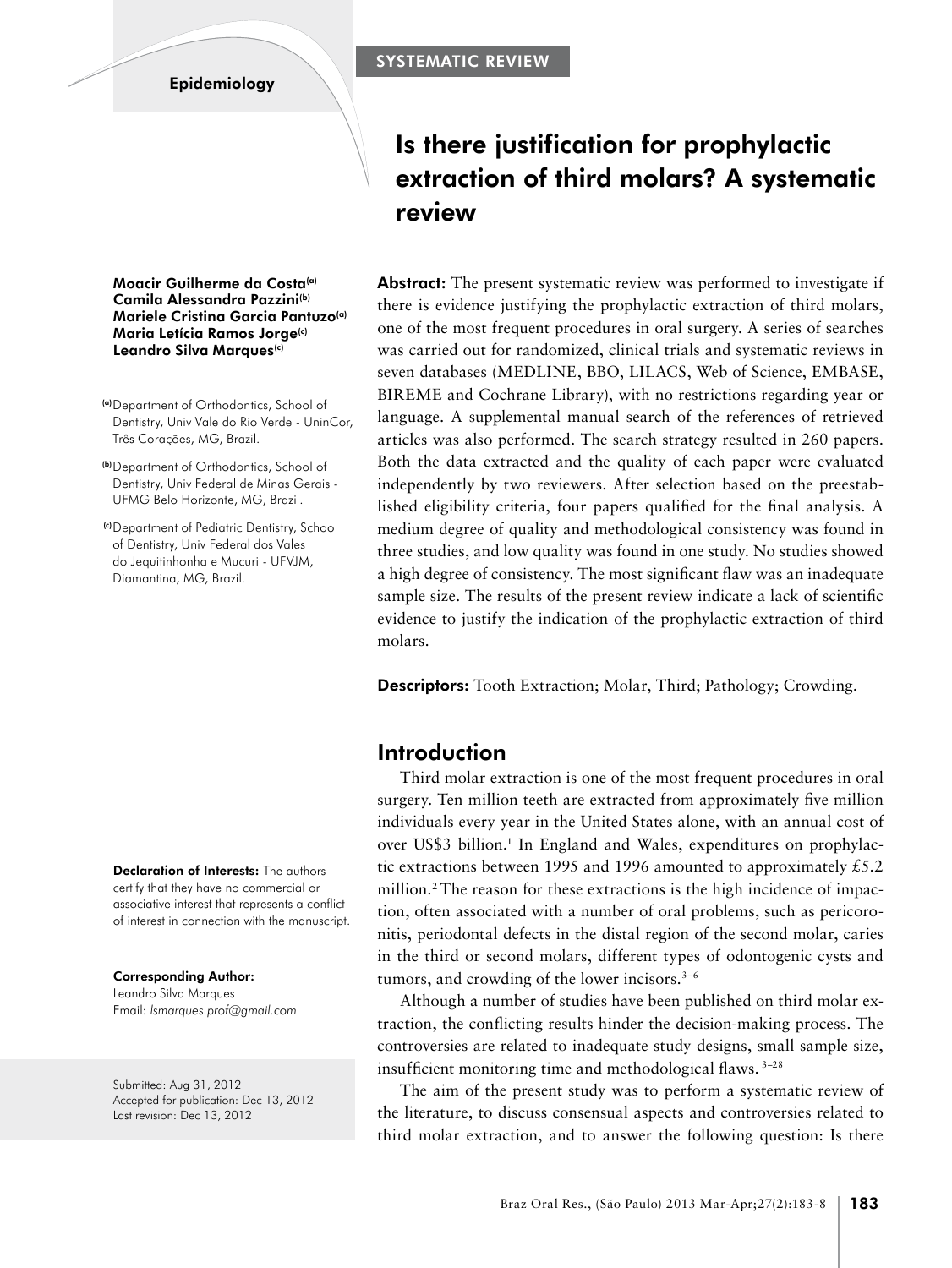Epidemiology

SYSTEMATIC REVIEW

# Is there justification for prophylactic extraction of third molars? A systematic review

**Moacir Guilherme da Costa[a]**
**Camila Alessandra Pazzini[b]**
**Mariele Cristina Garcia Pantuzo[a]**
**Maria Letícia Ramos Jorge[c]**
**Leandro Silva Marques[c]**

[a] Department of Orthodontics, School of Dentistry, Univ Vale do Rio Verde - UninCor, Três Corações, MG, Brazil.

[b] Department of Orthodontics, School of Dentistry, Univ Federal de Minas Gerais - UFMG Belo Horizonte, MG, Brazil.

[c] Department of Pediatric Dentistry, School of Dentistry, Univ Federal dos Vales do Jequitinhonha e Mucuri - UFVJM, Diamantina, MG, Brazil.

**Abstract:** The present systematic review was performed to investigate if there is evidence justifying the prophylactic extraction of third molars, one of the most frequent procedures in oral surgery. A series of searches was carried out for randomized, clinical trials and systematic reviews in seven databases (MEDLINE, BBO, LILACS, Web of Science, EMBASE, BIREME and Cochrane Library), with no restrictions regarding year or language. A supplemental manual search of the references of retrieved articles was also performed. The search strategy resulted in 260 papers. Both the data extracted and the quality of each paper were evaluated independently by two reviewers. After selection based on the preestablished eligibility criteria, four papers qualified for the final analysis. A medium degree of quality and methodological consistency was found in three studies, and low quality was found in one study. No studies showed a high degree of consistency. The most significant flaw was an inadequate sample size. The results of the present review indicate a lack of scientific evidence to justify the indication of the prophylactic extraction of third molars.

**Descriptors:** Tooth Extraction; Molar, Third; Pathology; Crowding.

## Introduction

Third molar extraction is one of the most frequent procedures in oral surgery. Ten million teeth are extracted from approximately five million individuals every year in the United States alone, with an annual cost of over US$3 billion.[1] In England and Wales, expenditures on prophylactic extractions between 1995 and 1996 amounted to approximately £5.2 million.[2] The reason for these extractions is the high incidence of impaction, often associated with a number of oral problems, such as pericoronitis, periodontal defects in the distal region of the second molar, caries in the third or second molars, different types of odontogenic cysts and tumors, and crowding of the lower incisors.[3–6]

Although a number of studies have been published on third molar extraction, the conflicting results hinder the decision-making process. The controversies are related to inadequate study designs, small sample size, insufficient monitoring time and methodological flaws.[3–28]

The aim of the present study was to perform a systematic review of the literature, to discuss consensual aspects and controversies related to third molar extraction, and to answer the following question: Is there

**Declaration of Interests:** The authors certify that they have no commercial or associative interest that represents a conflict of interest in connection with the manuscript.

**Corresponding Author:**
Leandro Silva Marques
Email: *lsmarques.prof@gmail.com*

Submitted: Aug 31, 2012
Accepted for publication: Dec 13, 2012
Last revision: Dec 13, 2012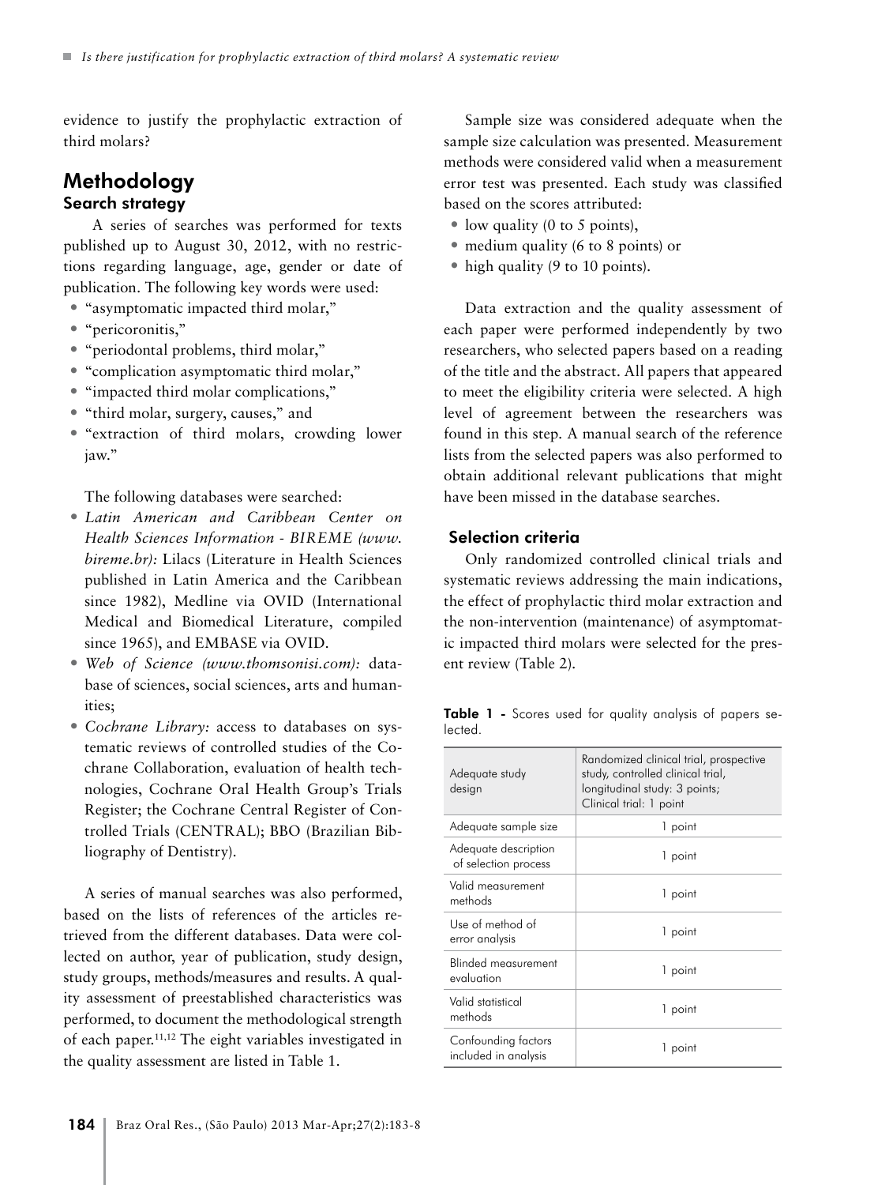evidence to justify the prophylactic extraction of third molars?

# Methodology

## Search strategy

A series of searches was performed for texts published up to August 30, 2012, with no restrictions regarding language, age, gender or date of publication. The following key words were used:

- "asymptomatic impacted third molar,"
- "pericoronitis,"
- "periodontal problems, third molar,"
- "complication asymptomatic third molar,"
- "impacted third molar complications,"
- "third molar, surgery, causes," and
- "extraction of third molars, crowding lower jaw."

The following databases were searched:

- *Latin American and Caribbean Center on Health Sciences Information - BIREME (www.bireme.br):* Lilacs (Literature in Health Sciences published in Latin America and the Caribbean since 1982), Medline via OVID (International Medical and Biomedical Literature, compiled since 1965), and EMBASE via OVID.
- *Web of Science (www.thomsonisi.com):* database of sciences, social sciences, arts and humanities;
- *Cochrane Library:* access to databases on systematic reviews of controlled studies of the Cochrane Collaboration, evaluation of health technologies, Cochrane Oral Health Group's Trials Register; the Cochrane Central Register of Controlled Trials (CENTRAL); BBO (Brazilian Bibliography of Dentistry).

A series of manual searches was also performed, based on the lists of references of the articles retrieved from the different databases. Data were collected on author, year of publication, study design, study groups, methods/measures and results. A quality assessment of preestablished characteristics was performed, to document the methodological strength of each paper.[11,12] The eight variables investigated in the quality assessment are listed in Table 1.

Sample size was considered adequate when the sample size calculation was presented. Measurement methods were considered valid when a measurement error test was presented. Each study was classified based on the scores attributed:

- low quality (0 to 5 points),
- medium quality (6 to 8 points) or
- high quality (9 to 10 points).

Data extraction and the quality assessment of each paper were performed independently by two researchers, who selected papers based on a reading of the title and the abstract. All papers that appeared to meet the eligibility criteria were selected. A high level of agreement between the researchers was found in this step. A manual search of the reference lists from the selected papers was also performed to obtain additional relevant publications that might have been missed in the database searches.

## Selection criteria

Only randomized controlled clinical trials and systematic reviews addressing the main indications, the effect of prophylactic third molar extraction and the non-intervention (maintenance) of asymptomatic impacted third molars were selected for the present review (Table 2).

**Table 1 -** Scores used for quality analysis of papers selected.

| Adequate study design | Randomized clinical trial, prospective study, controlled clinical trial, longitudinal study: 3 points; Clinical trial: 1 point |
|---|---|
| Adequate sample size | 1 point |
| Adequate description of selection process | 1 point |
| Valid measurement methods | 1 point |
| Use of method of error analysis | 1 point |
| Blinded measurement evaluation | 1 point |
| Valid statistical methods | 1 point |
| Confounding factors included in analysis | 1 point |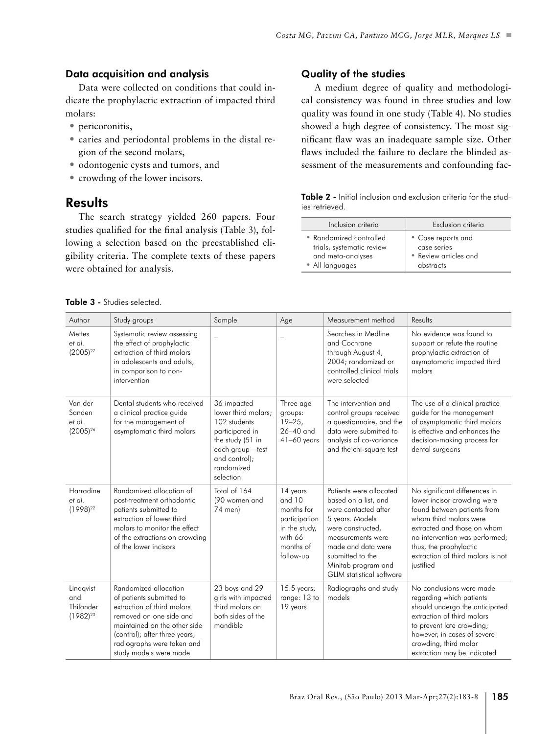### Data acquisition and analysis

Data were collected on conditions that could indicate the prophylactic extraction of impacted third molars:

- pericoronitis,
- caries and periodontal problems in the distal region of the second molars,
- odontogenic cysts and tumors, and
- crowding of the lower incisors.

## Results

The search strategy yielded 260 papers. Four studies qualified for the final analysis (Table 3), following a selection based on the preestablished eligibility criteria. The complete texts of these papers were obtained for analysis.

### Quality of the studies

A medium degree of quality and methodological consistency was found in three studies and low quality was found in one study (Table 4). No studies showed a high degree of consistency. The most significant flaw was an inadequate sample size. Other flaws included the failure to declare the blinded assessment of the measurements and confounding fac-

**Table 2 -** Initial inclusion and exclusion criteria for the studies retrieved.

| Inclusion criteria | Exclusion criteria |
|---|---|
| • Randomized controlled trials, systematic review and meta-analyses<br>• All languages | • Case reports and case series<br>• Review articles and abstracts |

**Table 3 -** Studies selected.

| Author | Study groups | Sample | Age | Measurement method | Results |
|---|---|---|---|---|---|
| Mettes *et al.* (2005)[27] | Systematic review assessing the effect of prophylactic extraction of third molars in adolescents and adults, in comparison to non-intervention | – | – | Searches in Medline and Cochrane through August 4, 2004; randomized or controlled clinical trials were selected | No evidence was found to support or refute the routine prophylactic extraction of asymptomatic impacted third molars |
| Van der Sanden *et al.* (2005)[26] | Dental students who received a clinical practice guide for the management of asymptomatic third molars | 36 impacted lower third molars; 102 students participated in the study (51 in each group—test and control); randomized selection | Three age groups: 19–25, 26–40 and 41–60 years | The intervention and control groups received a questionnaire, and the data were submitted to analysis of co-variance and the chi-square test | The use of a clinical practice guide for the management of asymptomatic third molars is effective and enhances the decision-making process for dental surgeons |
| Harradine *et al.* (1998)[22] | Randomized allocation of post-treatment orthodontic patients submitted to extraction of lower third molars to monitor the effect of the extractions on crowding of the lower incisors | Total of 164 (90 women and 74 men) | 14 years and 10 months for participation in the study, with 66 months of follow-up | Patients were allocated based on a list, and were contacted after 5 years. Models were constructed, measurements were made and data were submitted to the Minitab program and GLIM statistical software | No significant differences in lower incisor crowding were found between patients from whom third molars were extracted and those on whom no intervention was performed; thus, the prophylactic extraction of third molars is not justified |
| Lindqvist and Thilander (1982)[23] | Randomized allocation of patients submitted to extraction of third molars removed on one side and maintained on the other side (control); after three years, radiographs were taken and study models were made | 23 boys and 29 girls with impacted third molars on both sides of the mandible | 15.5 years; range: 13 to 19 years | Radiographs and study models | No conclusions were made regarding which patients should undergo the anticipated extraction of third molars to prevent late crowding; however, in cases of severe crowding, third molar extraction may be indicated |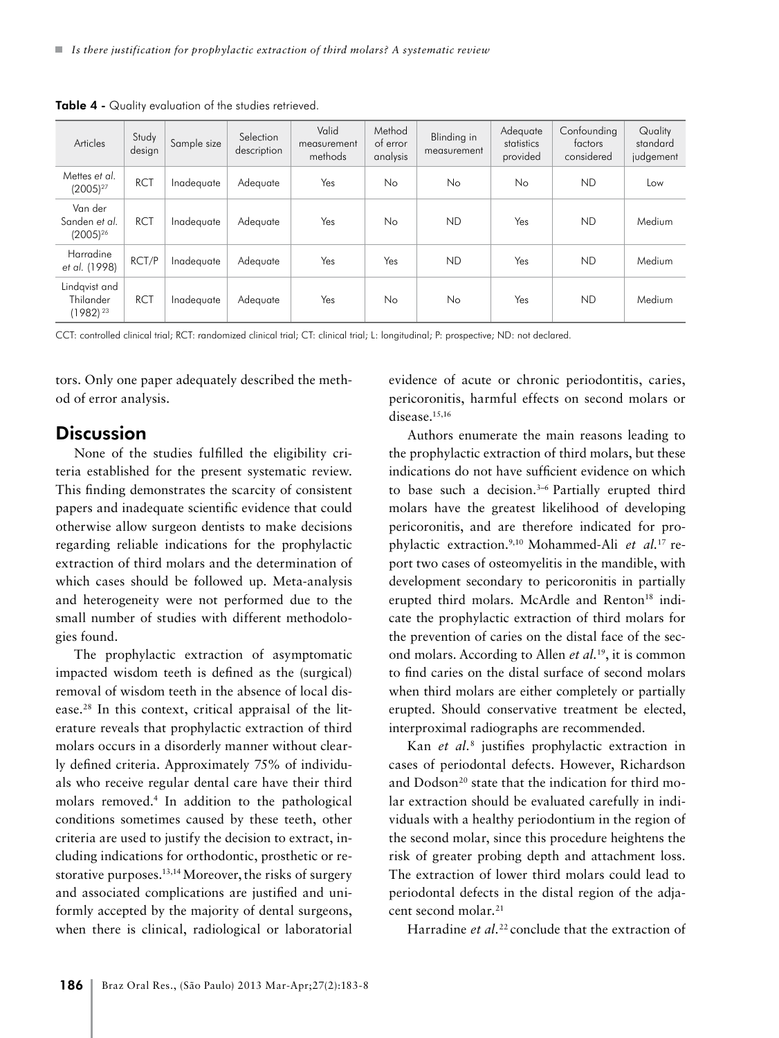**Table 4 -** Quality evaluation of the studies retrieved.

| Articles | Study design | Sample size | Selection description | Valid measurement methods | Method of error analysis | Blinding in measurement | Adequate statistics provided | Confounding factors considered | Quality standard judgement |
|---|---|---|---|---|---|---|---|---|---|
| Mettes *et al.* (2005)[27] | RCT | Inadequate | Adequate | Yes | No | No | No | ND | Low |
| Van der Sanden *et al.* (2005)[26] | RCT | Inadequate | Adequate | Yes | No | ND | Yes | ND | Medium |
| Harradine *et al.* (1998) | RCT/P | Inadequate | Adequate | Yes | Yes | ND | Yes | ND | Medium |
| Lindqvist and Thilander (1982)[23] | RCT | Inadequate | Adequate | Yes | No | No | Yes | ND | Medium |

CCT: controlled clinical trial; RCT: randomized clinical trial; CT: clinical trial; L: longitudinal; P: prospective; ND: not declared.

tors. Only one paper adequately described the method of error analysis.

## Discussion

None of the studies fulfilled the eligibility criteria established for the present systematic review. This finding demonstrates the scarcity of consistent papers and inadequate scientific evidence that could otherwise allow surgeon dentists to make decisions regarding reliable indications for the prophylactic extraction of third molars and the determination of which cases should be followed up. Meta-analysis and heterogeneity were not performed due to the small number of studies with different methodologies found.

The prophylactic extraction of asymptomatic impacted wisdom teeth is defined as the (surgical) removal of wisdom teeth in the absence of local disease.[28] In this context, critical appraisal of the literature reveals that prophylactic extraction of third molars occurs in a disorderly manner without clearly defined criteria. Approximately 75% of individuals who receive regular dental care have their third molars removed.[4] In addition to the pathological conditions sometimes caused by these teeth, other criteria are used to justify the decision to extract, including indications for orthodontic, prosthetic or restorative purposes.[13,14] Moreover, the risks of surgery and associated complications are justified and uniformly accepted by the majority of dental surgeons, when there is clinical, radiological or laboratorial evidence of acute or chronic periodontitis, caries, pericoronitis, harmful effects on second molars or disease.[15,16]

Authors enumerate the main reasons leading to the prophylactic extraction of third molars, but these indications do not have sufficient evidence on which to base such a decision.[3–6] Partially erupted third molars have the greatest likelihood of developing pericoronitis, and are therefore indicated for prophylactic extraction.[9,10] Mohammed-Ali *et al.*[17] report two cases of osteomyelitis in the mandible, with development secondary to pericoronitis in partially erupted third molars. McArdle and Renton[18] indicate the prophylactic extraction of third molars for the prevention of caries on the distal face of the second molars. According to Allen *et al.*[19], it is common to find caries on the distal surface of second molars when third molars are either completely or partially erupted. Should conservative treatment be elected, interproximal radiographs are recommended.

Kan *et al.*[8] justifies prophylactic extraction in cases of periodontal defects. However, Richardson and Dodson[20] state that the indication for third molar extraction should be evaluated carefully in individuals with a healthy periodontium in the region of the second molar, since this procedure heightens the risk of greater probing depth and attachment loss. The extraction of lower third molars could lead to periodontal defects in the distal region of the adjacent second molar.[21]

Harradine *et al.*[22] conclude that the extraction of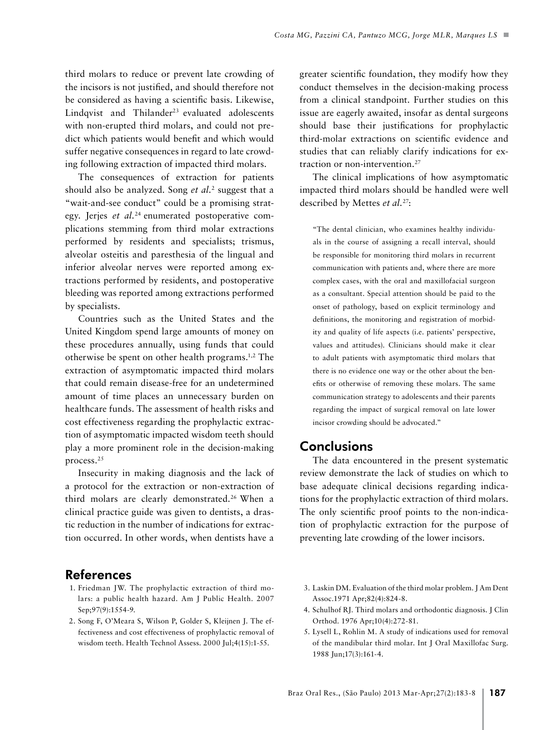third molars to reduce or prevent late crowding of the incisors is not justified, and should therefore not be considered as having a scientific basis. Likewise, Lindqvist and Thilander[23] evaluated adolescents with non-erupted third molars, and could not predict which patients would benefit and which would suffer negative consequences in regard to late crowding following extraction of impacted third molars.

The consequences of extraction for patients should also be analyzed. Song *et al.*[2] suggest that a "wait-and-see conduct" could be a promising strategy. Jerjes *et al.*[24] enumerated postoperative complications stemming from third molar extractions performed by residents and specialists; trismus, alveolar osteitis and paresthesia of the lingual and inferior alveolar nerves were reported among extractions performed by residents, and postoperative bleeding was reported among extractions performed by specialists.

Countries such as the United States and the United Kingdom spend large amounts of money on these procedures annually, using funds that could otherwise be spent on other health programs.[1,2] The extraction of asymptomatic impacted third molars that could remain disease-free for an undetermined amount of time places an unnecessary burden on healthcare funds. The assessment of health risks and cost effectiveness regarding the prophylactic extraction of asymptomatic impacted wisdom teeth should play a more prominent role in the decision-making process.[25]

Insecurity in making diagnosis and the lack of a protocol for the extraction or non-extraction of third molars are clearly demonstrated.[26] When a clinical practice guide was given to dentists, a drastic reduction in the number of indications for extraction occurred. In other words, when dentists have a greater scientific foundation, they modify how they conduct themselves in the decision-making process from a clinical standpoint. Further studies on this issue are eagerly awaited, insofar as dental surgeons should base their justifications for prophylactic third-molar extractions on scientific evidence and studies that can reliably clarify indications for extraction or non-intervention.[27]

The clinical implications of how asymptomatic impacted third molars should be handled were well described by Mettes *et al.*[27]:

> "The dental clinician, who examines healthy individuals in the course of assigning a recall interval, should be responsible for monitoring third molars in recurrent communication with patients and, where there are more complex cases, with the oral and maxillofacial surgeon as a consultant. Special attention should be paid to the onset of pathology, based on explicit terminology and definitions, the monitoring and registration of morbidity and quality of life aspects (i.e. patients' perspective, values and attitudes). Clinicians should make it clear to adult patients with asymptomatic third molars that there is no evidence one way or the other about the benefits or otherwise of removing these molars. The same communication strategy to adolescents and their parents regarding the impact of surgical removal on late lower incisor crowding should be advocated."

## Conclusions

The data encountered in the present systematic review demonstrate the lack of studies on which to base adequate clinical decisions regarding indications for the prophylactic extraction of third molars. The only scientific proof points to the non-indication of prophylactic extraction for the purpose of preventing late crowding of the lower incisors.

## References

1. Friedman JW. The prophylactic extraction of third molars: a public health hazard. Am J Public Health. 2007 Sep;97(9):1554-9.
2. Song F, O'Meara S, Wilson P, Golder S, Kleijnen J. The effectiveness and cost effectiveness of prophylactic removal of wisdom teeth. Health Technol Assess. 2000 Jul;4(15):1-55.
3. Laskin DM. Evaluation of the third molar problem. J Am Dent Assoc.1971 Apr;82(4):824-8.
4. Schulhof RJ. Third molars and orthodontic diagnosis. J Clin Orthod. 1976 Apr;10(4):272-81.
5. Lysell L, Rohlin M. A study of indications used for removal of the mandibular third molar. Int J Oral Maxillofac Surg. 1988 Jun;17(3):161-4.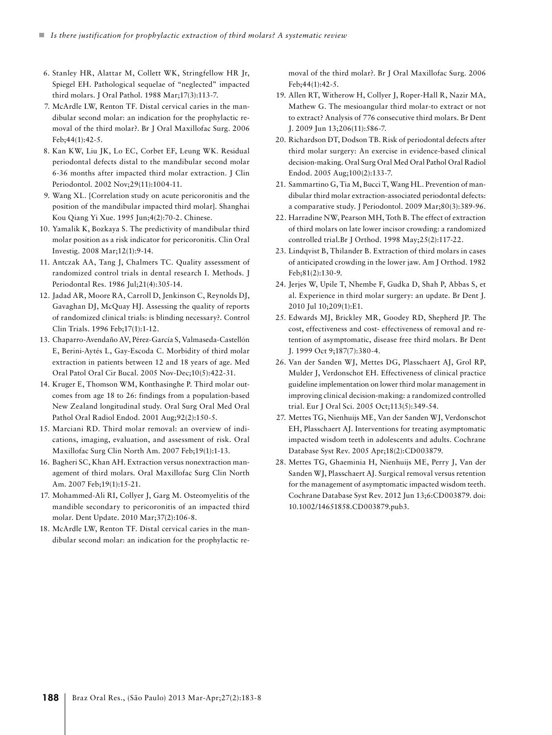6. Stanley HR, Alattar M, Collett WK, Stringfellow HR Jr, Spiegel EH. Pathological sequelae of "neglected" impacted third molars. J Oral Pathol. 1988 Mar;17(3):113-7.
7. McArdle LW, Renton TF. Distal cervical caries in the mandibular second molar: an indication for the prophylactic removal of the third molar?. Br J Oral Maxillofac Surg. 2006 Feb;44(1):42-5.
8. Kan KW, Liu JK, Lo EC, Corbet EF, Leung WK. Residual periodontal defects distal to the mandibular second molar 6-36 months after impacted third molar extraction. J Clin Periodontol. 2002 Nov;29(11):1004-11.
9. Wang XL. [Correlation study on acute pericoronitis and the position of the mandibular impacted third molar]. Shanghai Kou Qiang Yi Xue. 1995 Jun;4(2):70-2. Chinese.
10. Yamalik K, Bozkaya S. The predictivity of mandibular third molar position as a risk indicator for pericoronitis. Clin Oral Investig. 2008 Mar;12(1):9-14.
11. Antczak AA, Tang J, Chalmers TC. Quality assessment of randomized control trials in dental research I. Methods. J Periodontal Res. 1986 Jul;21(4):305-14.
12. Jadad AR, Moore RA, Carroll D, Jenkinson C, Reynolds DJ, Gavaghan DJ, McQuay HJ. Assessing the quality of reports of randomized clinical trials: is blinding necessary?. Control Clin Trials. 1996 Feb;17(1):1-12.
13. Chaparro-Avendaño AV, Pérez-García S, Valmaseda-Castellón E, Berini-Aytés L, Gay-Escoda C. Morbidity of third molar extraction in patients between 12 and 18 years of age. Med Oral Patol Oral Cir Bucal. 2005 Nov-Dec;10(5):422-31.
14. Kruger E, Thomson WM, Konthasinghe P. Third molar outcomes from age 18 to 26: findings from a population-based New Zealand longitudinal study. Oral Surg Oral Med Oral Pathol Oral Radiol Endod. 2001 Aug;92(2):150-5.
15. Marciani RD. Third molar removal: an overview of indications, imaging, evaluation, and assessment of risk. Oral Maxillofac Surg Clin North Am. 2007 Feb;19(1):1-13.
16. Bagheri SC, Khan AH. Extraction versus nonextraction management of third molars. Oral Maxillofac Surg Clin North Am. 2007 Feb;19(1):15-21.
17. Mohammed-Ali RI, Collyer J, Garg M. Osteomyelitis of the mandible secondary to pericoronitis of an impacted third molar. Dent Update. 2010 Mar;37(2):106-8.
18. McArdle LW, Renton TF. Distal cervical caries in the mandibular second molar: an indication for the prophylactic removal of the third molar?. Br J Oral Maxillofac Surg. 2006 Feb;44(1):42-5.
19. Allen RT, Witherow H, Collyer J, Roper-Hall R, Nazir MA, Mathew G. The mesioangular third molar-to extract or not to extract? Analysis of 776 consecutive third molars. Br Dent J. 2009 Jun 13;206(11):586-7.
20. Richardson DT, Dodson TB. Risk of periodontal defects after third molar surgery: An exercise in evidence-based clinical decision-making. Oral Surg Oral Med Oral Pathol Oral Radiol Endod. 2005 Aug;100(2):133-7.
21. Sammartino G, Tia M, Bucci T, Wang HL. Prevention of mandibular third molar extraction-associated periodontal defects: a comparative study. J Periodontol. 2009 Mar;80(3):389-96.
22. Harradine NW, Pearson MH, Toth B. The effect of extraction of third molars on late lower incisor crowding: a randomized controlled trial.Br J Orthod. 1998 May;25(2):117-22.
23. Lindqvist B, Thilander B. Extraction of third molars in cases of anticipated crowding in the lower jaw. Am J Orthod. 1982 Feb;81(2):130-9.
24. Jerjes W, Upile T, Nhembe F, Gudka D, Shah P, Abbas S, et al. Experience in third molar surgery: an update. Br Dent J. 2010 Jul 10;209(1):E1.
25. Edwards MJ, Brickley MR, Goodey RD, Shepherd JP. The cost, effectiveness and cost- effectiveness of removal and retention of asymptomatic, disease free third molars. Br Dent J. 1999 Oct 9;187(7):380-4.
26. Van der Sanden WJ, Mettes DG, Plasschaert AJ, Grol RP, Mulder J, Verdonschot EH. Effectiveness of clinical practice guideline implementation on lower third molar management in improving clinical decision-making: a randomized controlled trial. Eur J Oral Sci. 2005 Oct;113(5):349-54.
27. Mettes TG, Nienhuijs ME, Van der Sanden WJ, Verdonschot EH, Plasschaert AJ. Interventions for treating asymptomatic impacted wisdom teeth in adolescents and adults. Cochrane Database Syst Rev. 2005 Apr;18(2):CD003879.
28. Mettes TG, Ghaeminia H, Nienhuijs ME, Perry J, Van der Sanden WJ, Plasschaert AJ. Surgical removal versus retention for the management of asymptomatic impacted wisdom teeth. Cochrane Database Syst Rev. 2012 Jun 13;6:CD003879. doi: 10.1002/14651858.CD003879.pub3.